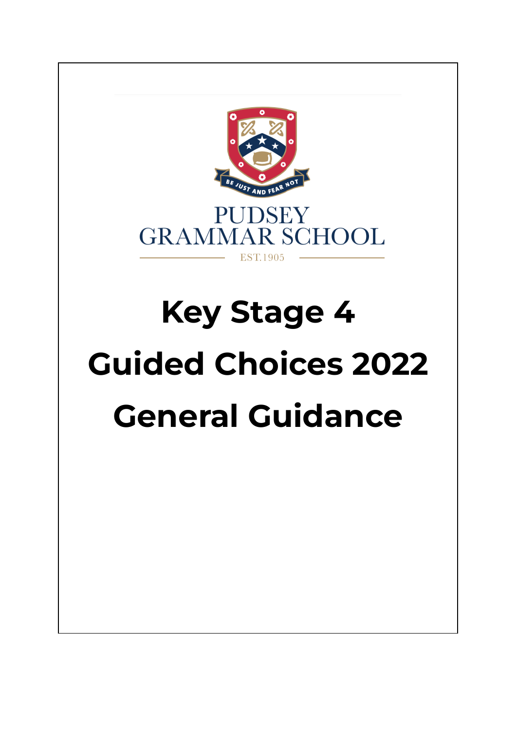BE JUST AND FEAR NOT

PUDSEY
GRAMMAR SCHOOL

EST.1905

# Key Stage 4

# Guided Choices 2022

# General Guidance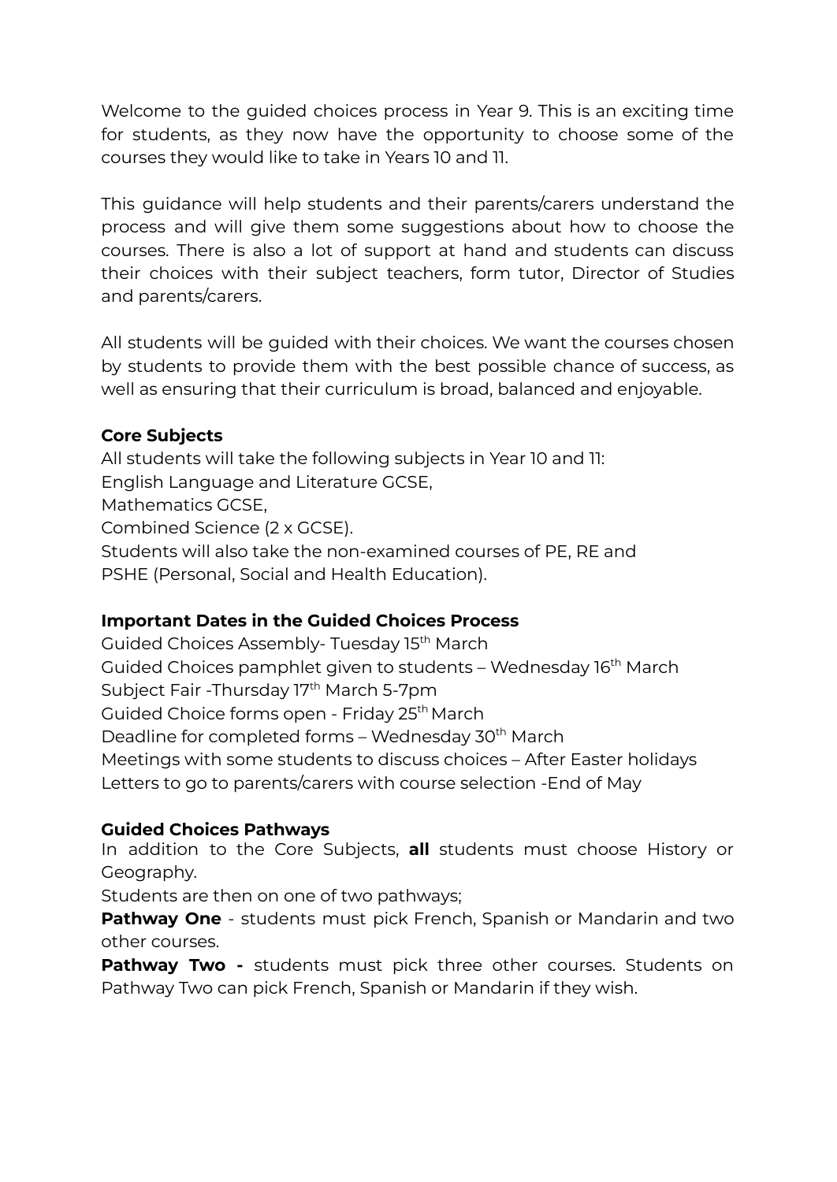Welcome to the guided choices process in Year 9. This is an exciting time for students, as they now have the opportunity to choose some of the courses they would like to take in Years 10 and 11.

This guidance will help students and their parents/carers understand the process and will give them some suggestions about how to choose the courses. There is also a lot of support at hand and students can discuss their choices with their subject teachers, form tutor, Director of Studies and parents/carers.

All students will be guided with their choices. We want the courses chosen by students to provide them with the best possible chance of success, as well as ensuring that their curriculum is broad, balanced and enjoyable.

**Core Subjects**

All students will take the following subjects in Year 10 and 11:
English Language and Literature GCSE,
Mathematics GCSE,
Combined Science (2 x GCSE).
Students will also take the non-examined courses of PE, RE and PSHE (Personal, Social and Health Education).

**Important Dates in the Guided Choices Process**

Guided Choices Assembly- Tuesday 15th March
Guided Choices pamphlet given to students – Wednesday 16th March
Subject Fair -Thursday 17th March 5-7pm
Guided Choice forms open - Friday 25th March
Deadline for completed forms – Wednesday 30th March
Meetings with some students to discuss choices – After Easter holidays
Letters to go to parents/carers with course selection -End of May

**Guided Choices Pathways**

In addition to the Core Subjects, **all** students must choose History or Geography.

Students are then on one of two pathways;

**Pathway One** - students must pick French, Spanish or Mandarin and two other courses.

**Pathway Two -** students must pick three other courses. Students on Pathway Two can pick French, Spanish or Mandarin if they wish.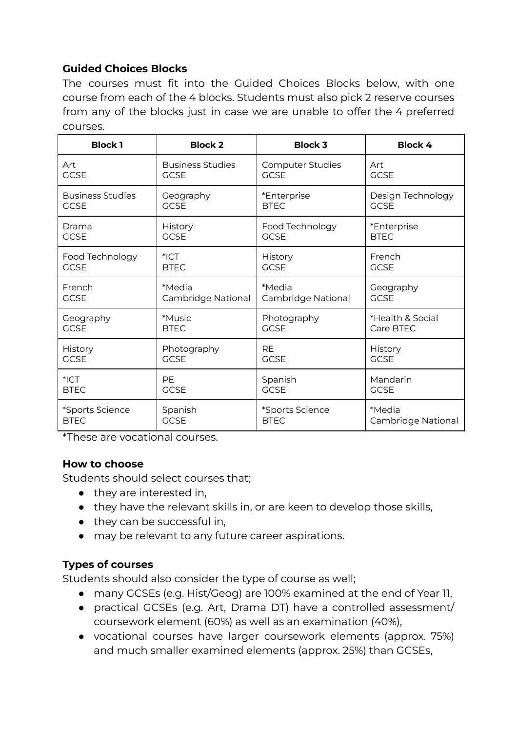**Guided Choices Blocks**

The courses must fit into the Guided Choices Blocks below, with one course from each of the 4 blocks. Students must also pick 2 reserve courses from any of the blocks just in case we are unable to offer the 4 preferred courses.

| Block 1 | Block 2 | Block 3 | Block 4 |
|---|---|---|---|
| Art GCSE | Business Studies GCSE | Computer Studies GCSE | Art GCSE |
| Business Studies GCSE | Geography GCSE | *Enterprise BTEC | Design Technology GCSE |
| Drama GCSE | History GCSE | Food Technology GCSE | *Enterprise BTEC |
| Food Technology GCSE | *ICT BTEC | History GCSE | French GCSE |
| French GCSE | *Media Cambridge National | *Media Cambridge National | Geography GCSE |
| Geography GCSE | *Music BTEC | Photography GCSE | *Health & Social Care BTEC |
| History GCSE | Photography GCSE | RE GCSE | History GCSE |
| *ICT BTEC | PE GCSE | Spanish GCSE | Mandarin GCSE |
| *Sports Science BTEC | Spanish GCSE | *Sports Science BTEC | *Media Cambridge National |

*These are vocational courses.

**How to choose**

Students should select courses that;

- they are interested in,
- they have the relevant skills in, or are keen to develop those skills,
- they can be successful in,
- may be relevant to any future career aspirations.

**Types of courses**

Students should also consider the type of course as well;

- many GCSEs (e.g. Hist/Geog) are 100% examined at the end of Year 11,
- practical GCSEs (e.g. Art, Drama DT) have a controlled assessment/ coursework element (60%) as well as an examination (40%),
- vocational courses have larger coursework elements (approx. 75%) and much smaller examined elements (approx. 25%) than GCSEs,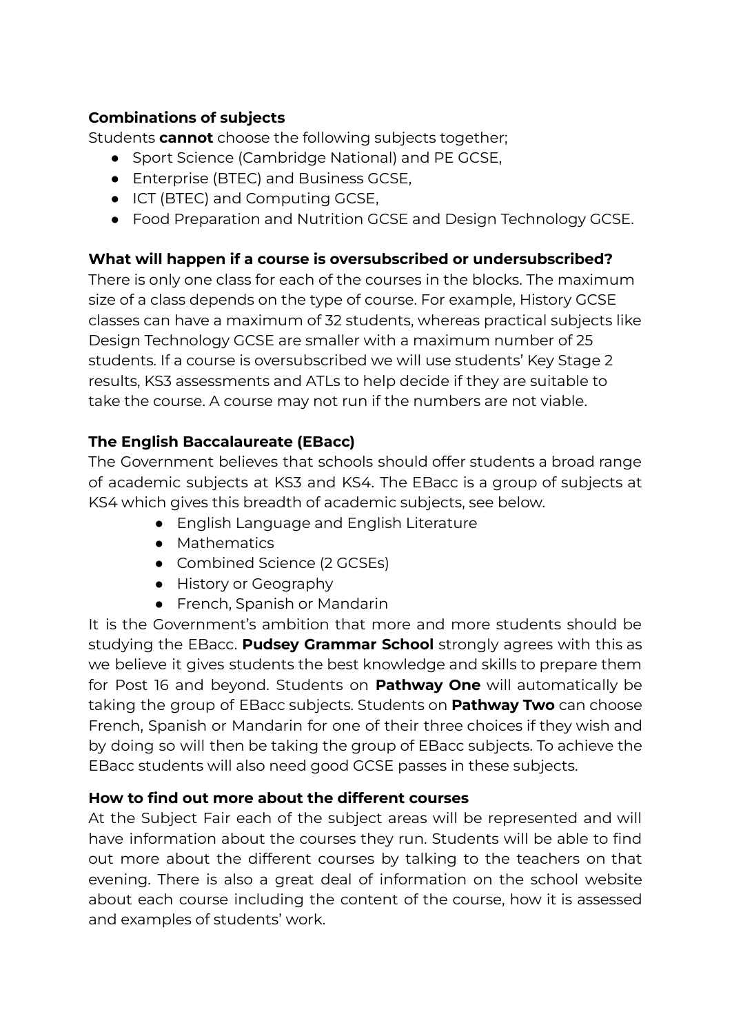**Combinations of subjects**

Students **cannot** choose the following subjects together;

- Sport Science (Cambridge National) and PE GCSE,
- Enterprise (BTEC) and Business GCSE,
- ICT (BTEC) and Computing GCSE,
- Food Preparation and Nutrition GCSE and Design Technology GCSE.

**What will happen if a course is oversubscribed or undersubscribed?**

There is only one class for each of the courses in the blocks. The maximum size of a class depends on the type of course. For example, History GCSE classes can have a maximum of 32 students, whereas practical subjects like Design Technology GCSE are smaller with a maximum number of 25 students. If a course is oversubscribed we will use students' Key Stage 2 results, KS3 assessments and ATLs to help decide if they are suitable to take the course. A course may not run if the numbers are not viable.

**The English Baccalaureate (EBacc)**

The Government believes that schools should offer students a broad range of academic subjects at KS3 and KS4. The EBacc is a group of subjects at KS4 which gives this breadth of academic subjects, see below.

- English Language and English Literature
- Mathematics
- Combined Science (2 GCSEs)
- History or Geography
- French, Spanish or Mandarin

It is the Government's ambition that more and more students should be studying the EBacc. **Pudsey Grammar School** strongly agrees with this as we believe it gives students the best knowledge and skills to prepare them for Post 16 and beyond. Students on **Pathway One** will automatically be taking the group of EBacc subjects. Students on **Pathway Two** can choose French, Spanish or Mandarin for one of their three choices if they wish and by doing so will then be taking the group of EBacc subjects. To achieve the EBacc students will also need good GCSE passes in these subjects.

**How to find out more about the different courses**

At the Subject Fair each of the subject areas will be represented and will have information about the courses they run. Students will be able to find out more about the different courses by talking to the teachers on that evening. There is also a great deal of information on the school website about each course including the content of the course, how it is assessed and examples of students' work.